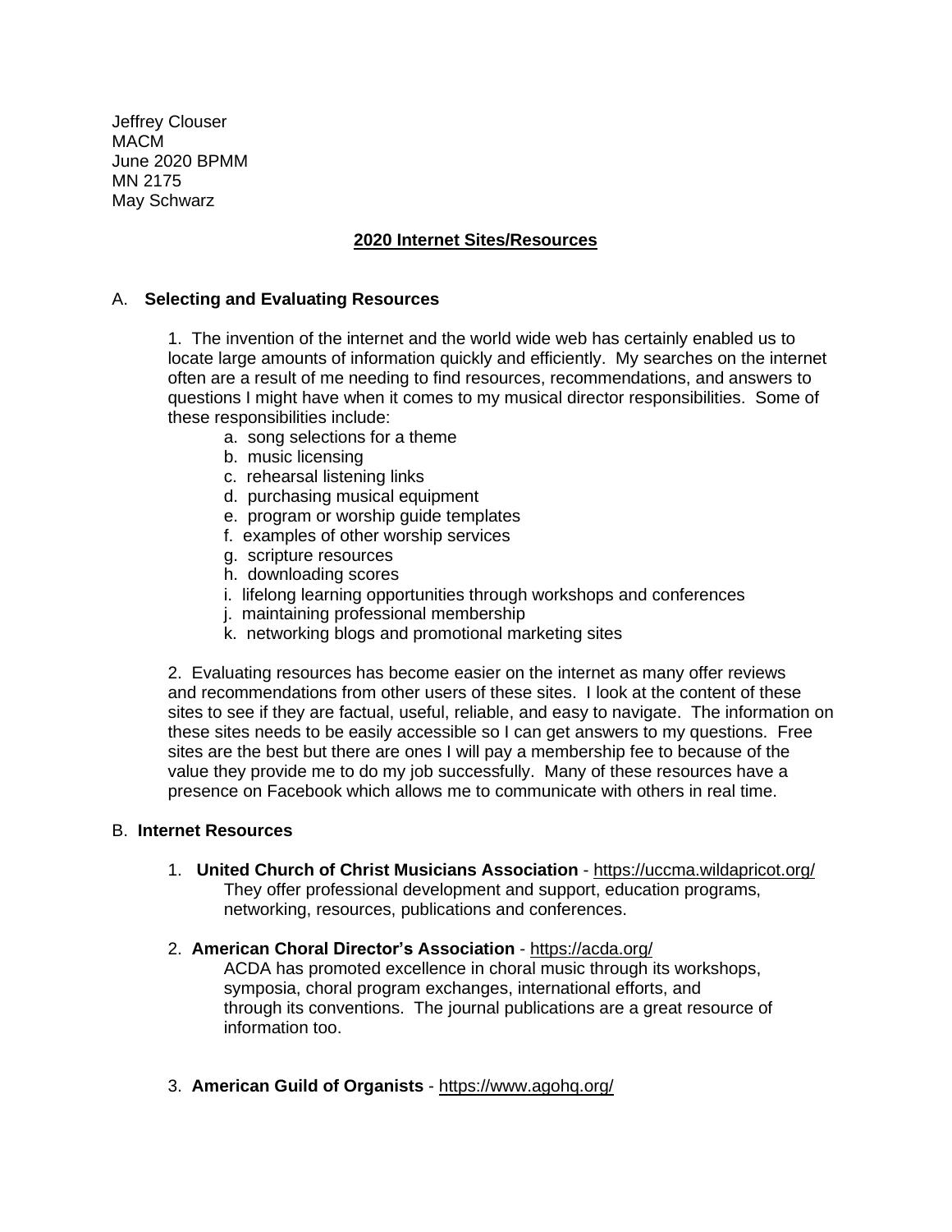Jeffrey Clouser
MACM
June 2020 BPMM
MN 2175
May Schwarz

## 2020 Internet Sites/Resources

### A. Selecting and Evaluating Resources

1. The invention of the internet and the world wide web has certainly enabled us to locate large amounts of information quickly and efficiently. My searches on the internet often are a result of me needing to find resources, recommendations, and answers to questions I might have when it comes to my musical director responsibilities. Some of these responsibilities include:
   - a. song selections for a theme
   - b. music licensing
   - c. rehearsal listening links
   - d. purchasing musical equipment
   - e. program or worship guide templates
   - f. examples of other worship services
   - g. scripture resources
   - h. downloading scores
   - i. lifelong learning opportunities through workshops and conferences
   - j. maintaining professional membership
   - k. networking blogs and promotional marketing sites

2. Evaluating resources has become easier on the internet as many offer reviews and recommendations from other users of these sites. I look at the content of these sites to see if they are factual, useful, reliable, and easy to navigate. The information on these sites needs to be easily accessible so I can get answers to my questions. Free sites are the best but there are ones I will pay a membership fee to because of the value they provide me to do my job successfully. Many of these resources have a presence on Facebook which allows me to communicate with others in real time.

### B. Internet Resources

1. **United Church of Christ Musicians Association** - https://uccma.wildapricot.org/
   They offer professional development and support, education programs, networking, resources, publications and conferences.

2. **American Choral Director's Association** - https://acda.org/
   ACDA has promoted excellence in choral music through its workshops, symposia, choral program exchanges, international efforts, and through its conventions. The journal publications are a great resource of information too.

3. **American Guild of Organists** - https://www.agohq.org/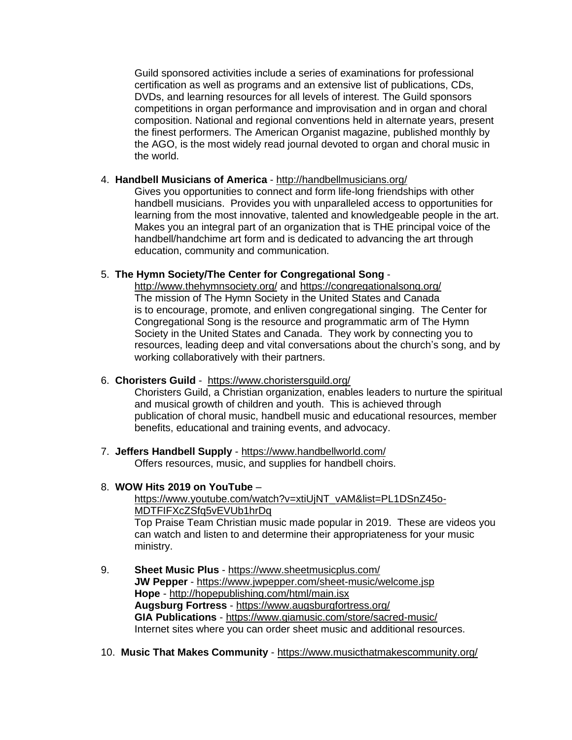Guild sponsored activities include a series of examinations for professional certification as well as programs and an extensive list of publications, CDs, DVDs, and learning resources for all levels of interest. The Guild sponsors competitions in organ performance and improvisation and in organ and choral composition. National and regional conventions held in alternate years, present the finest performers. The American Organist magazine, published monthly by the AGO, is the most widely read journal devoted to organ and choral music in the world.

4. **Handbell Musicians of America** - http://handbellmusicians.org/
   Gives you opportunities to connect and form life-long friendships with other handbell musicians. Provides you with unparalleled access to opportunities for learning from the most innovative, talented and knowledgeable people in the art. Makes you an integral part of an organization that is THE principal voice of the handbell/handchime art form and is dedicated to advancing the art through education, community and communication.

5. **The Hymn Society/The Center for Congregational Song** - http://www.thehymnsociety.org/ and https://congregationalsong.org/
   The mission of The Hymn Society in the United States and Canada is to encourage, promote, and enliven congregational singing. The Center for Congregational Song is the resource and programmatic arm of The Hymn Society in the United States and Canada. They work by connecting you to resources, leading deep and vital conversations about the church's song, and by working collaboratively with their partners.

6. **Choristers Guild** - https://www.choristersguild.org/
   Choristers Guild, a Christian organization, enables leaders to nurture the spiritual and musical growth of children and youth. This is achieved through publication of choral music, handbell music and educational resources, member benefits, educational and training events, and advocacy.

7. **Jeffers Handbell Supply** - https://www.handbellworld.com/
   Offers resources, music, and supplies for handbell choirs.

8. **WOW Hits 2019 on YouTube** – https://www.youtube.com/watch?v=xtiUjNT_vAM&list=PL1DSnZ45o-MDTFIFXcZSfq5vEVUb1hrDq
   Top Praise Team Christian music made popular in 2019. These are videos you can watch and listen to and determine their appropriateness for your music ministry.

9. **Sheet Music Plus** - https://www.sheetmusicplus.com/
   **JW Pepper** - https://www.jwpepper.com/sheet-music/welcome.jsp
   **Hope** - http://hopepublishing.com/html/main.isx
   **Augsburg Fortress** - https://www.augsburgfortress.org/
   **GIA Publications** - https://www.giamusic.com/store/sacred-music/
   Internet sites where you can order sheet music and additional resources.

10. **Music That Makes Community** - https://www.musicthatmakescommunity.org/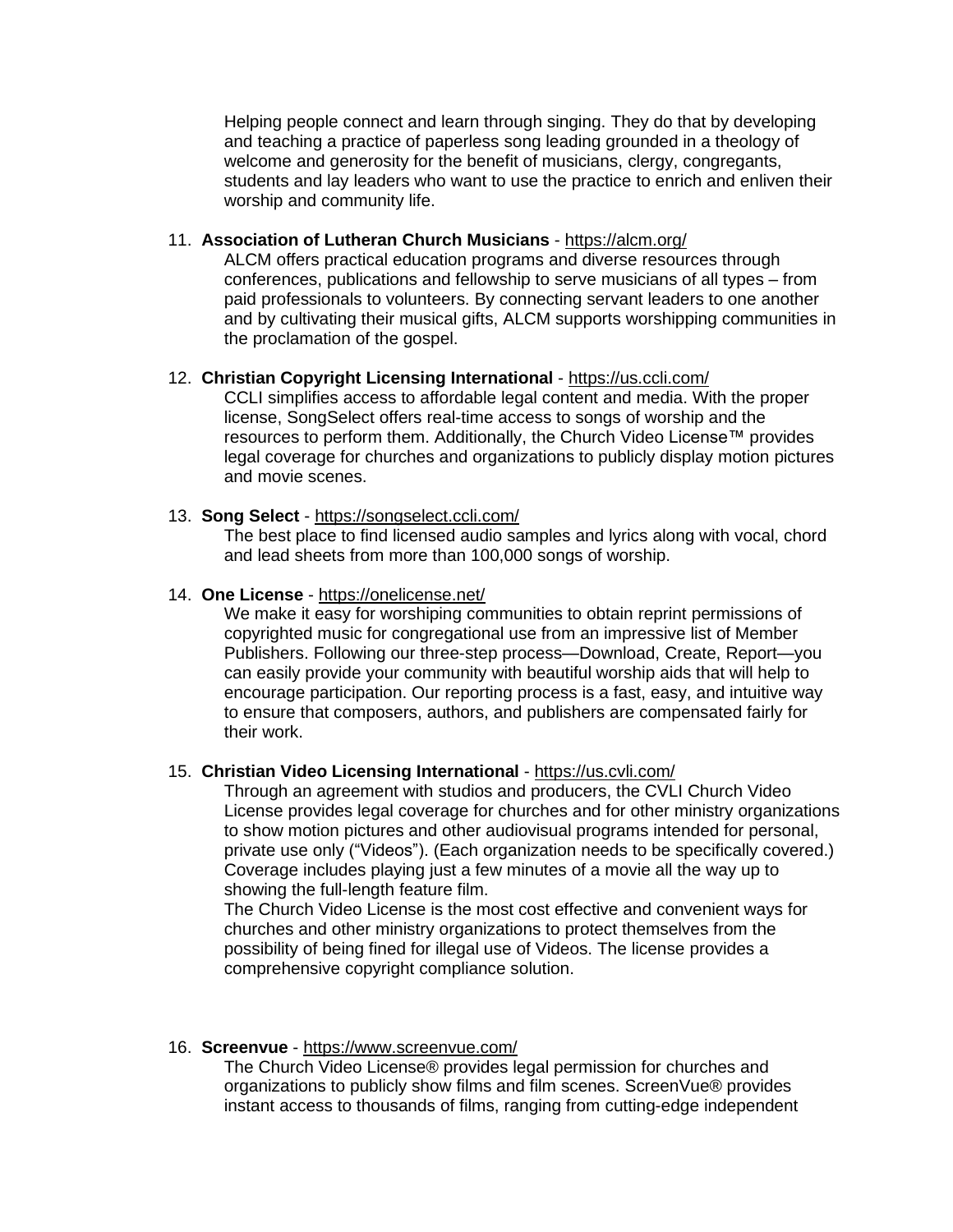Helping people connect and learn through singing. They do that by developing and teaching a practice of paperless song leading grounded in a theology of welcome and generosity for the benefit of musicians, clergy, congregants, students and lay leaders who want to use the practice to enrich and enliven their worship and community life.

11. **Association of Lutheran Church Musicians** - https://alcm.org/
    ALCM offers practical education programs and diverse resources through conferences, publications and fellowship to serve musicians of all types – from paid professionals to volunteers. By connecting servant leaders to one another and by cultivating their musical gifts, ALCM supports worshipping communities in the proclamation of the gospel.

12. **Christian Copyright Licensing International** - https://us.ccli.com/
    CCLI simplifies access to affordable legal content and media. With the proper license, SongSelect offers real-time access to songs of worship and the resources to perform them. Additionally, the Church Video License™ provides legal coverage for churches and organizations to publicly display motion pictures and movie scenes.

13. **Song Select** - https://songselect.ccli.com/
    The best place to find licensed audio samples and lyrics along with vocal, chord and lead sheets from more than 100,000 songs of worship.

14. **One License** - https://onelicense.net/
    We make it easy for worshiping communities to obtain reprint permissions of copyrighted music for congregational use from an impressive list of Member Publishers. Following our three-step process—Download, Create, Report—you can easily provide your community with beautiful worship aids that will help to encourage participation. Our reporting process is a fast, easy, and intuitive way to ensure that composers, authors, and publishers are compensated fairly for their work.

15. **Christian Video Licensing International** - https://us.cvli.com/
    Through an agreement with studios and producers, the CVLI Church Video License provides legal coverage for churches and for other ministry organizations to show motion pictures and other audiovisual programs intended for personal, private use only ("Videos"). (Each organization needs to be specifically covered.) Coverage includes playing just a few minutes of a movie all the way up to showing the full-length feature film.
    The Church Video License is the most cost effective and convenient ways for churches and other ministry organizations to protect themselves from the possibility of being fined for illegal use of Videos. The license provides a comprehensive copyright compliance solution.

16. **Screenvue** - https://www.screenvue.com/
    The Church Video License® provides legal permission for churches and organizations to publicly show films and film scenes. ScreenVue® provides instant access to thousands of films, ranging from cutting-edge independent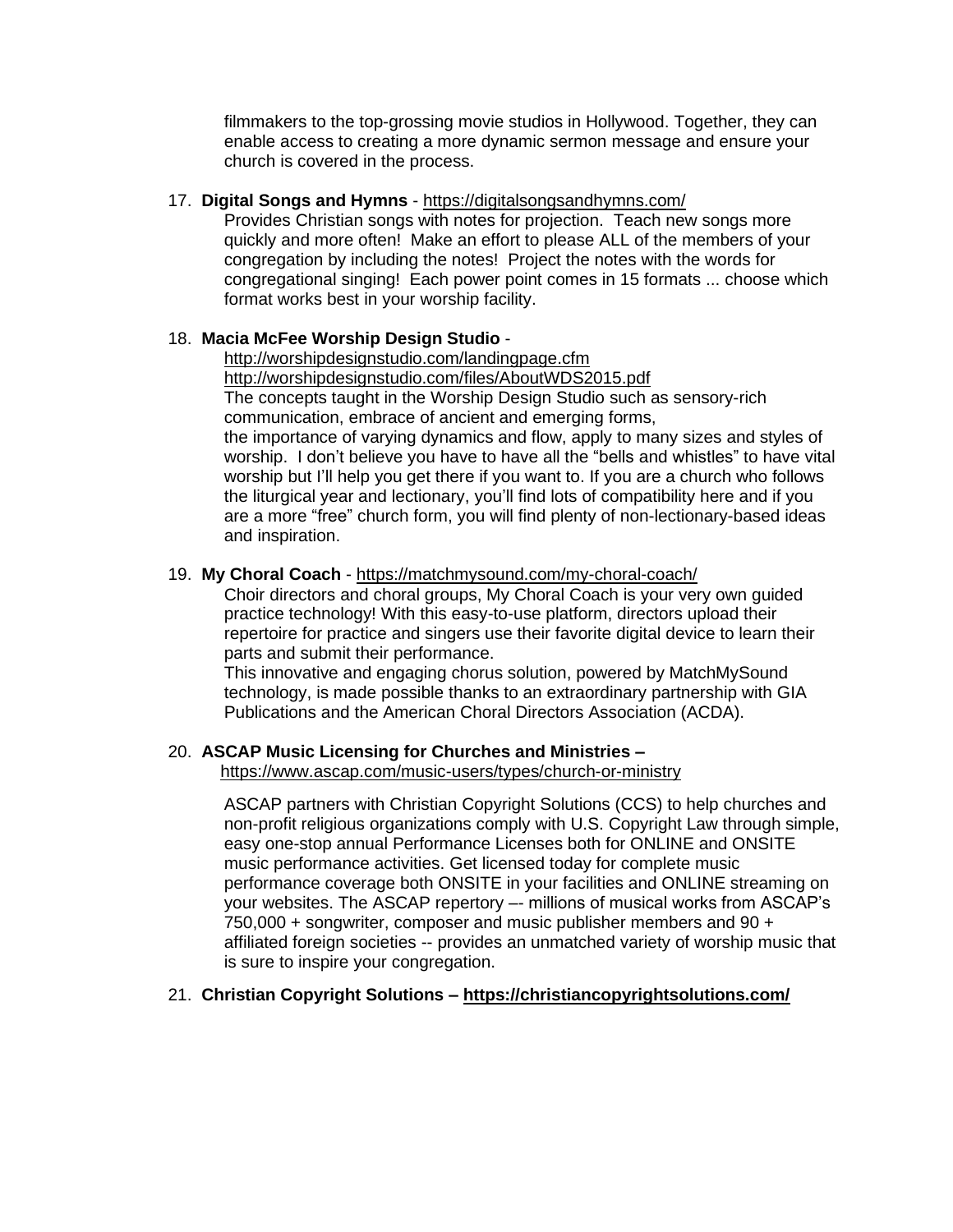filmmakers to the top-grossing movie studios in Hollywood. Together, they can enable access to creating a more dynamic sermon message and ensure your church is covered in the process.

17. **Digital Songs and Hymns** - https://digitalsongsandhymns.com/
    Provides Christian songs with notes for projection. Teach new songs more quickly and more often! Make an effort to please ALL of the members of your congregation by including the notes! Project the notes with the words for congregational singing! Each power point comes in 15 formats ... choose which format works best in your worship facility.

18. **Macia McFee Worship Design Studio** -
    http://worshipdesignstudio.com/landingpage.cfm
    http://worshipdesignstudio.com/files/AboutWDS2015.pdf
    The concepts taught in the Worship Design Studio such as sensory-rich communication, embrace of ancient and emerging forms,
    the importance of varying dynamics and flow, apply to many sizes and styles of worship. I don't believe you have to have all the "bells and whistles" to have vital worship but I'll help you get there if you want to. If you are a church who follows the liturgical year and lectionary, you'll find lots of compatibility here and if you are a more "free" church form, you will find plenty of non-lectionary-based ideas and inspiration.

19. **My Choral Coach** - https://matchmysound.com/my-choral-coach/
    Choir directors and choral groups, My Choral Coach is your very own guided practice technology! With this easy-to-use platform, directors upload their repertoire for practice and singers use their favorite digital device to learn their parts and submit their performance.
    This innovative and engaging chorus solution, powered by MatchMySound technology, is made possible thanks to an extraordinary partnership with GIA Publications and the American Choral Directors Association (ACDA).

20. **ASCAP Music Licensing for Churches and Ministries –**
    https://www.ascap.com/music-users/types/church-or-ministry

    ASCAP partners with Christian Copyright Solutions (CCS) to help churches and non-profit religious organizations comply with U.S. Copyright Law through simple, easy one-stop annual Performance Licenses both for ONLINE and ONSITE music performance activities. Get licensed today for complete music performance coverage both ONSITE in your facilities and ONLINE streaming on your websites. The ASCAP repertory –- millions of musical works from ASCAP's 750,000 + songwriter, composer and music publisher members and 90 + affiliated foreign societies -- provides an unmatched variety of worship music that is sure to inspire your congregation.

21. **Christian Copyright Solutions – https://christiancopyrightsolutions.com/**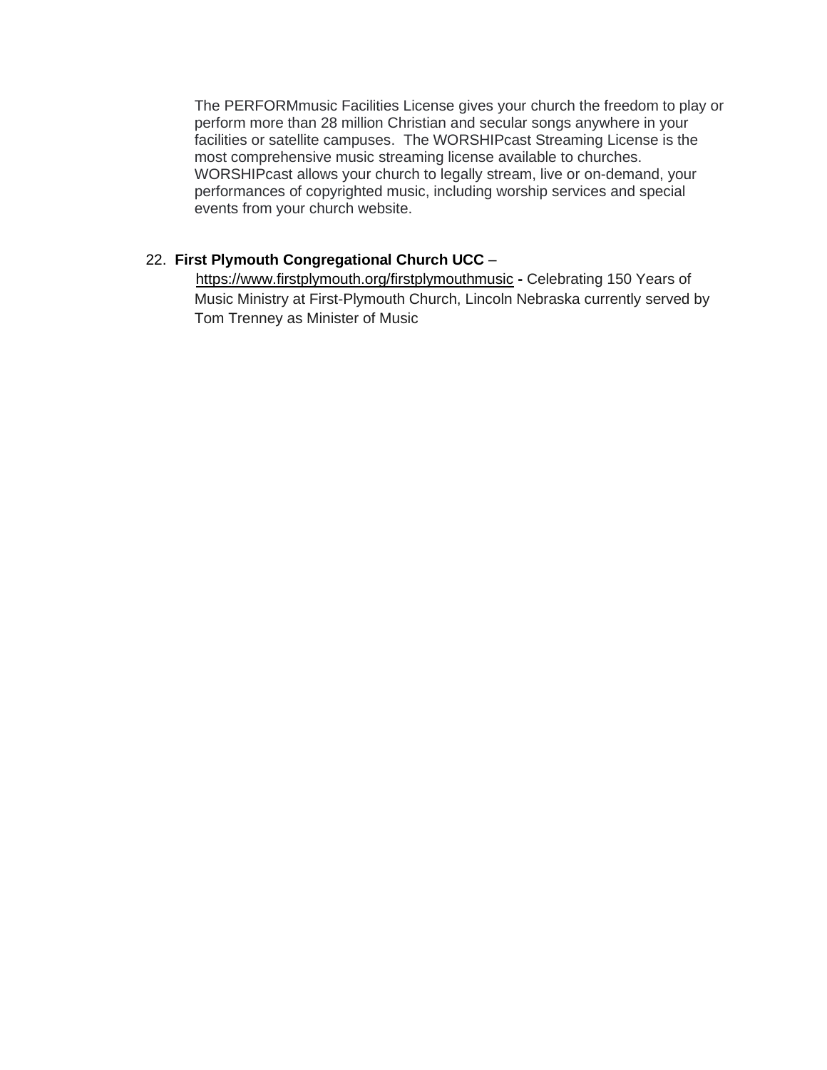The PERFORMmusic Facilities License gives your church the freedom to play or perform more than 28 million Christian and secular songs anywhere in your facilities or satellite campuses. The WORSHIPcast Streaming License is the most comprehensive music streaming license available to churches. WORSHIPcast allows your church to legally stream, live or on-demand, your performances of copyrighted music, including worship services and special events from your church website.

22. **First Plymouth Congregational Church UCC** – https://www.firstplymouth.org/firstplymouthmusic **-** Celebrating 150 Years of Music Ministry at First-Plymouth Church, Lincoln Nebraska currently served by Tom Trenney as Minister of Music